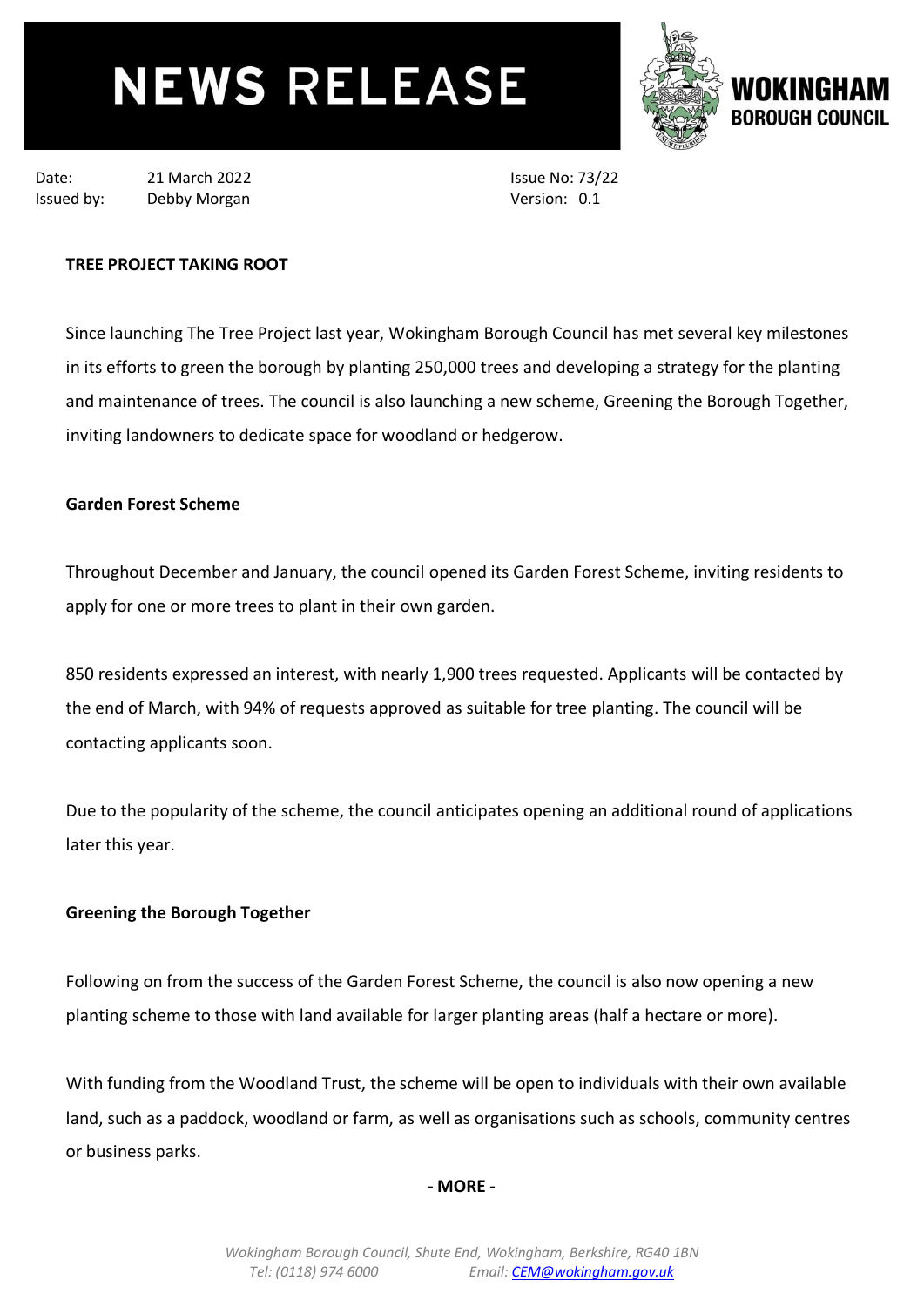# NEWS RELEASE

**WOKINGHAM BOROUGH COUNCIL**

Date: 21 March 2022
Issued by: Debby Morgan

Issue No: 73/22
Version: 0.1

**TREE PROJECT TAKING ROOT**

Since launching The Tree Project last year, Wokingham Borough Council has met several key milestones in its efforts to green the borough by planting 250,000 trees and developing a strategy for the planting and maintenance of trees. The council is also launching a new scheme, Greening the Borough Together, inviting landowners to dedicate space for woodland or hedgerow.

**Garden Forest Scheme**

Throughout December and January, the council opened its Garden Forest Scheme, inviting residents to apply for one or more trees to plant in their own garden.

850 residents expressed an interest, with nearly 1,900 trees requested. Applicants will be contacted by the end of March, with 94% of requests approved as suitable for tree planting. The council will be contacting applicants soon.

Due to the popularity of the scheme, the council anticipates opening an additional round of applications later this year.

**Greening the Borough Together**

Following on from the success of the Garden Forest Scheme, the council is also now opening a new planting scheme to those with land available for larger planting areas (half a hectare or more).

With funding from the Woodland Trust, the scheme will be open to individuals with their own available land, such as a paddock, woodland or farm, as well as organisations such as schools, community centres or business parks.

**- MORE -**

*Wokingham Borough Council, Shute End, Wokingham, Berkshire, RG40 1BN*
*Tel: (0118) 974 6000 Email: CEM@wokingham.gov.uk*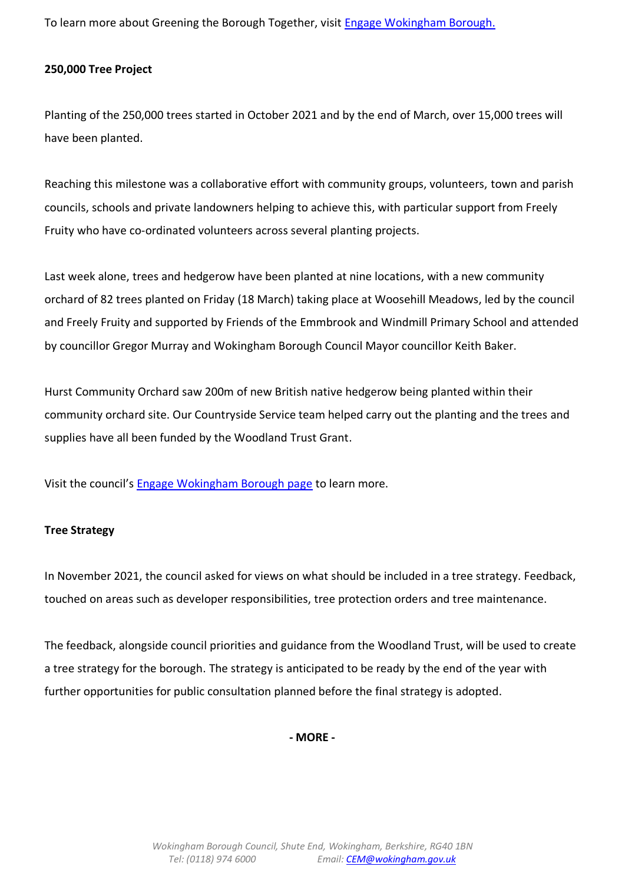To learn more about Greening the Borough Together, visit [Engage Wokingham Borough.]()

**250,000 Tree Project**

Planting of the 250,000 trees started in October 2021 and by the end of March, over 15,000 trees will have been planted.

Reaching this milestone was a collaborative effort with community groups, volunteers, town and parish councils, schools and private landowners helping to achieve this, with particular support from Freely Fruity who have co-ordinated volunteers across several planting projects.

Last week alone, trees and hedgerow have been planted at nine locations, with a new community orchard of 82 trees planted on Friday (18 March) taking place at Woosehill Meadows, led by the council and Freely Fruity and supported by Friends of the Emmbrook and Windmill Primary School and attended by councillor Gregor Murray and Wokingham Borough Council Mayor councillor Keith Baker.

Hurst Community Orchard saw 200m of new British native hedgerow being planted within their community orchard site. Our Countryside Service team helped carry out the planting and the trees and supplies have all been funded by the Woodland Trust Grant.

Visit the council's [Engage Wokingham Borough page]() to learn more.

**Tree Strategy**

In November 2021, the council asked for views on what should be included in a tree strategy. Feedback, touched on areas such as developer responsibilities, tree protection orders and tree maintenance.

The feedback, alongside council priorities and guidance from the Woodland Trust, will be used to create a tree strategy for the borough. The strategy is anticipated to be ready by the end of the year with further opportunities for public consultation planned before the final strategy is adopted.

**- MORE -**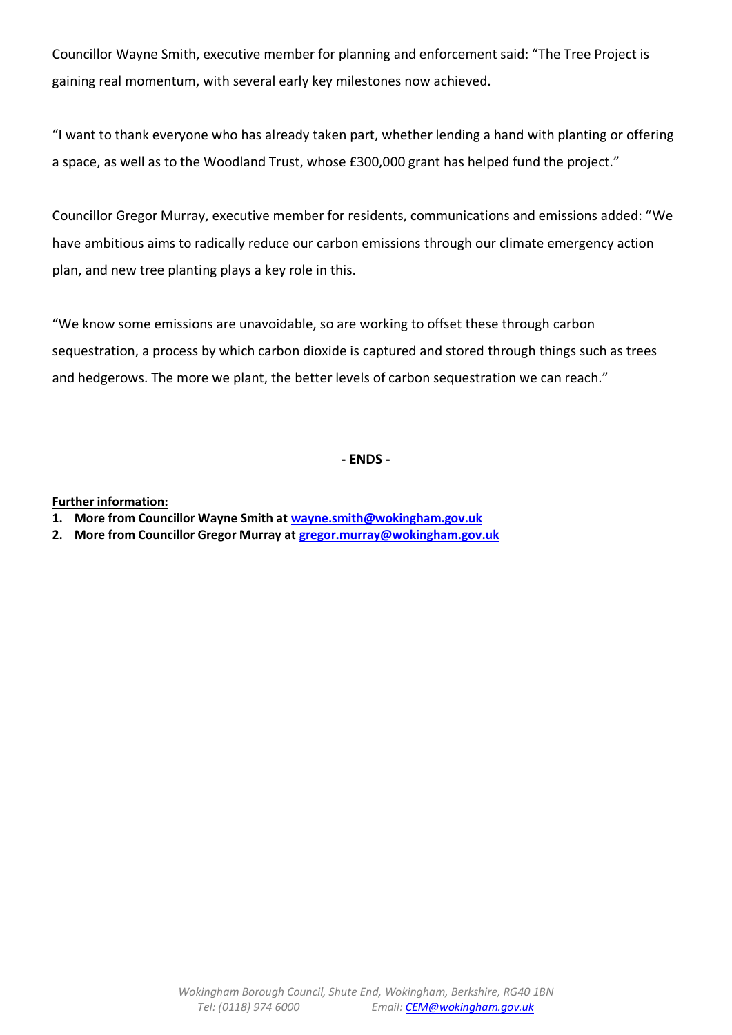Councillor Wayne Smith, executive member for planning and enforcement said: "The Tree Project is gaining real momentum, with several early key milestones now achieved.

"I want to thank everyone who has already taken part, whether lending a hand with planting or offering a space, as well as to the Woodland Trust, whose £300,000 grant has helped fund the project."

Councillor Gregor Murray, executive member for residents, communications and emissions added: "We have ambitious aims to radically reduce our carbon emissions through our climate emergency action plan, and new tree planting plays a key role in this.

"We know some emissions are unavoidable, so are working to offset these through carbon sequestration, a process by which carbon dioxide is captured and stored through things such as trees and hedgerows. The more we plant, the better levels of carbon sequestration we can reach."

**- ENDS -**

**Further information:**

1. **More from Councillor Wayne Smith at [wayne.smith@wokingham.gov.uk](mailto:wayne.smith@wokingham.gov.uk)**
2. **More from Councillor Gregor Murray at [gregor.murray@wokingham.gov.uk](mailto:gregor.murray@wokingham.gov.uk)**